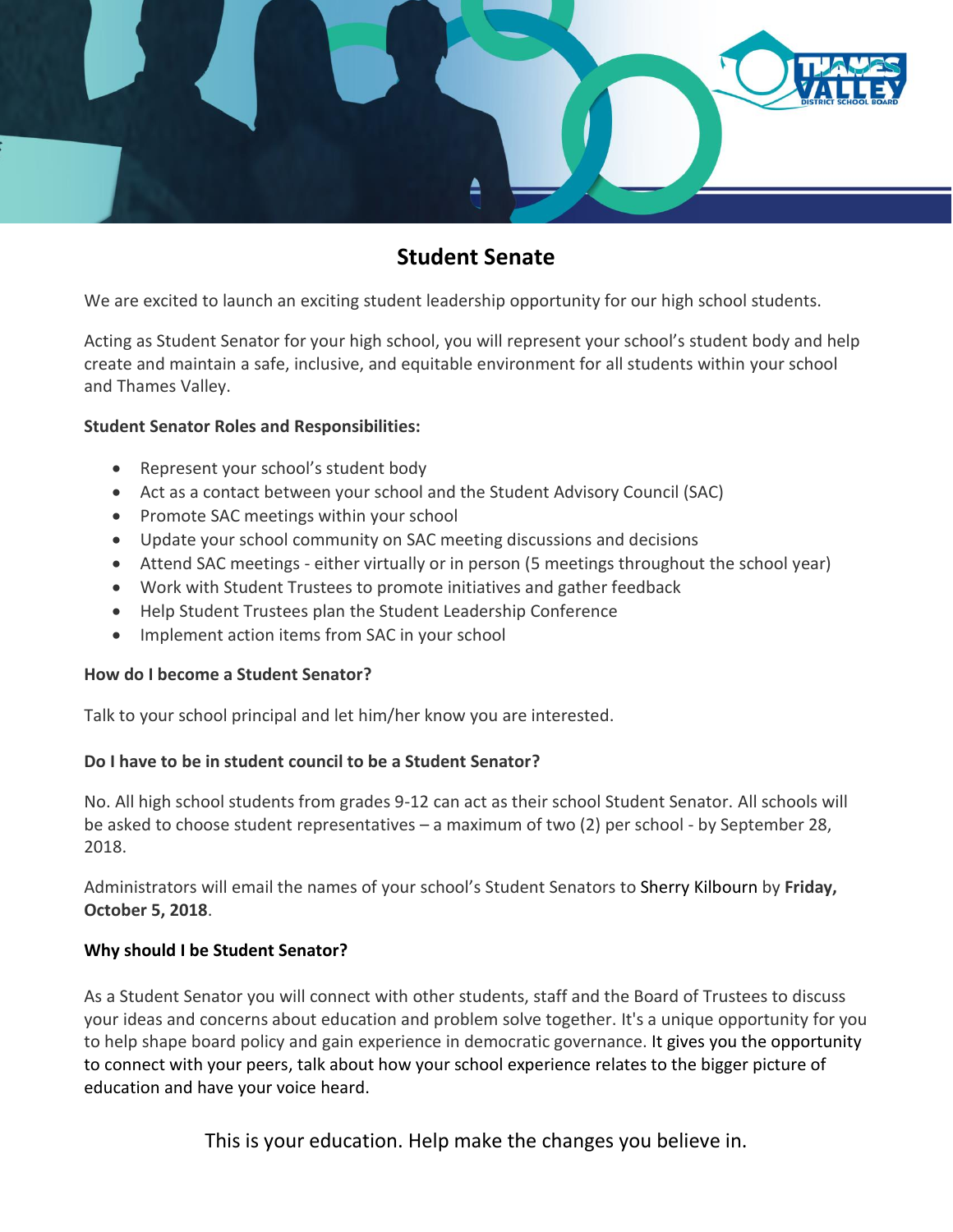# Student Senate

We are excited to launch an exciting student leadership opportunity for our high school students.

Acting as Student Senator for your high school, you will represent your school's student body and help create and maintain a safe, inclusive, and equitable environment for all students within your school and Thames Valley.

**Student Senator Roles and Responsibilities:**

- Represent your school's student body
- Act as a contact between your school and the Student Advisory Council (SAC)
- Promote SAC meetings within your school
- Update your school community on SAC meeting discussions and decisions
- Attend SAC meetings - either virtually or in person (5 meetings throughout the school year)
- Work with Student Trustees to promote initiatives and gather feedback
- Help Student Trustees plan the Student Leadership Conference
- Implement action items from SAC in your school

**How do I become a Student Senator?**

Talk to your school principal and let him/her know you are interested.

**Do I have to be in student council to be a Student Senator?**

No. All high school students from grades 9-12 can act as their school Student Senator. All schools will be asked to choose student representatives – a maximum of two (2) per school - by September 28, 2018.

Administrators will email the names of your school's Student Senators to Sherry Kilbourn by **Friday, October 5, 2018**.

**Why should I be Student Senator?**

As a Student Senator you will connect with other students, staff and the Board of Trustees to discuss your ideas and concerns about education and problem solve together. It's a unique opportunity for you to help shape board policy and gain experience in democratic governance. It gives you the opportunity to connect with your peers, talk about how your school experience relates to the bigger picture of education and have your voice heard.

This is your education. Help make the changes you believe in.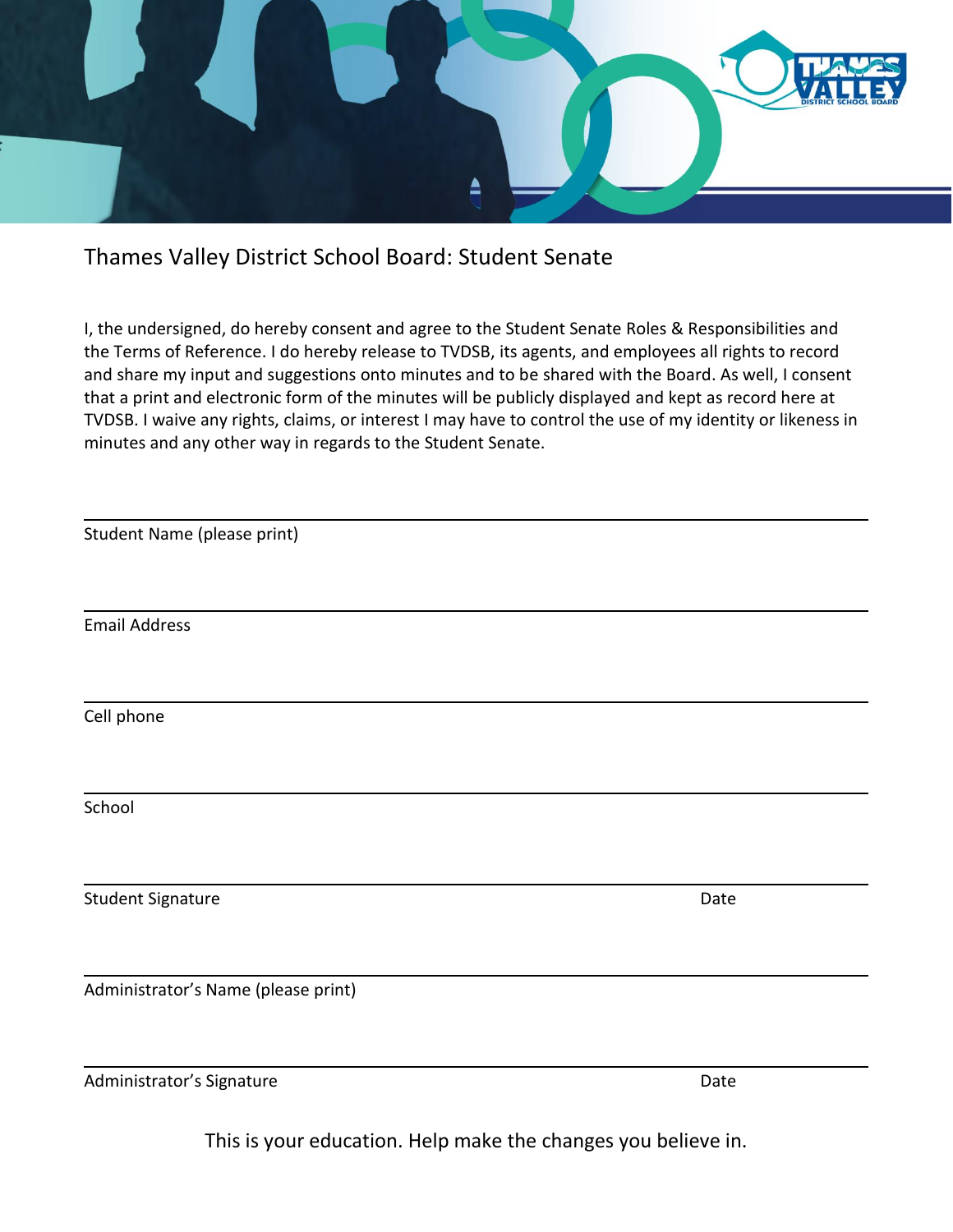## Thames Valley District School Board: Student Senate

I, the undersigned, do hereby consent and agree to the Student Senate Roles & Responsibilities and the Terms of Reference. I do hereby release to TVDSB, its agents, and employees all rights to record and share my input and suggestions onto minutes and to be shared with the Board. As well, I consent that a print and electronic form of the minutes will be publicly displayed and kept as record here at TVDSB. I waive any rights, claims, or interest I may have to control the use of my identity or likeness in minutes and any other way in regards to the Student Senate.

\_\_\_\_\_\_\_\_\_\_\_\_\_\_\_\_\_\_\_\_\_\_\_\_\_\_\_\_\_\_\_\_\_\_\_\_\_\_\_\_\_\_\_\_\_\_\_\_

Student Name (please print)

\_\_\_\_\_\_\_\_\_\_\_\_\_\_\_\_\_\_\_\_\_\_\_\_\_\_\_\_\_\_\_\_\_\_\_\_\_\_\_\_\_\_\_\_\_\_\_\_

Email Address

\_\_\_\_\_\_\_\_\_\_\_\_\_\_\_\_\_\_\_\_\_\_\_\_\_\_\_\_\_\_\_\_\_\_\_\_\_\_\_\_\_\_\_\_\_\_\_\_

Cell phone

\_\_\_\_\_\_\_\_\_\_\_\_\_\_\_\_\_\_\_\_\_\_\_\_\_\_\_\_\_\_\_\_\_\_\_\_\_\_\_\_\_\_\_\_\_\_\_\_

School

\_\_\_\_\_\_\_\_\_\_\_\_\_\_\_\_\_\_\_\_\_\_\_\_\_\_\_\_\_\_\_\_\_\_\_\_\_\_\_\_\_\_\_\_\_\_\_\_

Student Signature Date

\_\_\_\_\_\_\_\_\_\_\_\_\_\_\_\_\_\_\_\_\_\_\_\_\_\_\_\_\_\_\_\_\_\_\_\_\_\_\_\_\_\_\_\_\_\_\_\_

Administrator's Name (please print)

\_\_\_\_\_\_\_\_\_\_\_\_\_\_\_\_\_\_\_\_\_\_\_\_\_\_\_\_\_\_\_\_\_\_\_\_\_\_\_\_\_\_\_\_\_\_\_\_

Administrator's Signature Date

This is your education. Help make the changes you believe in.